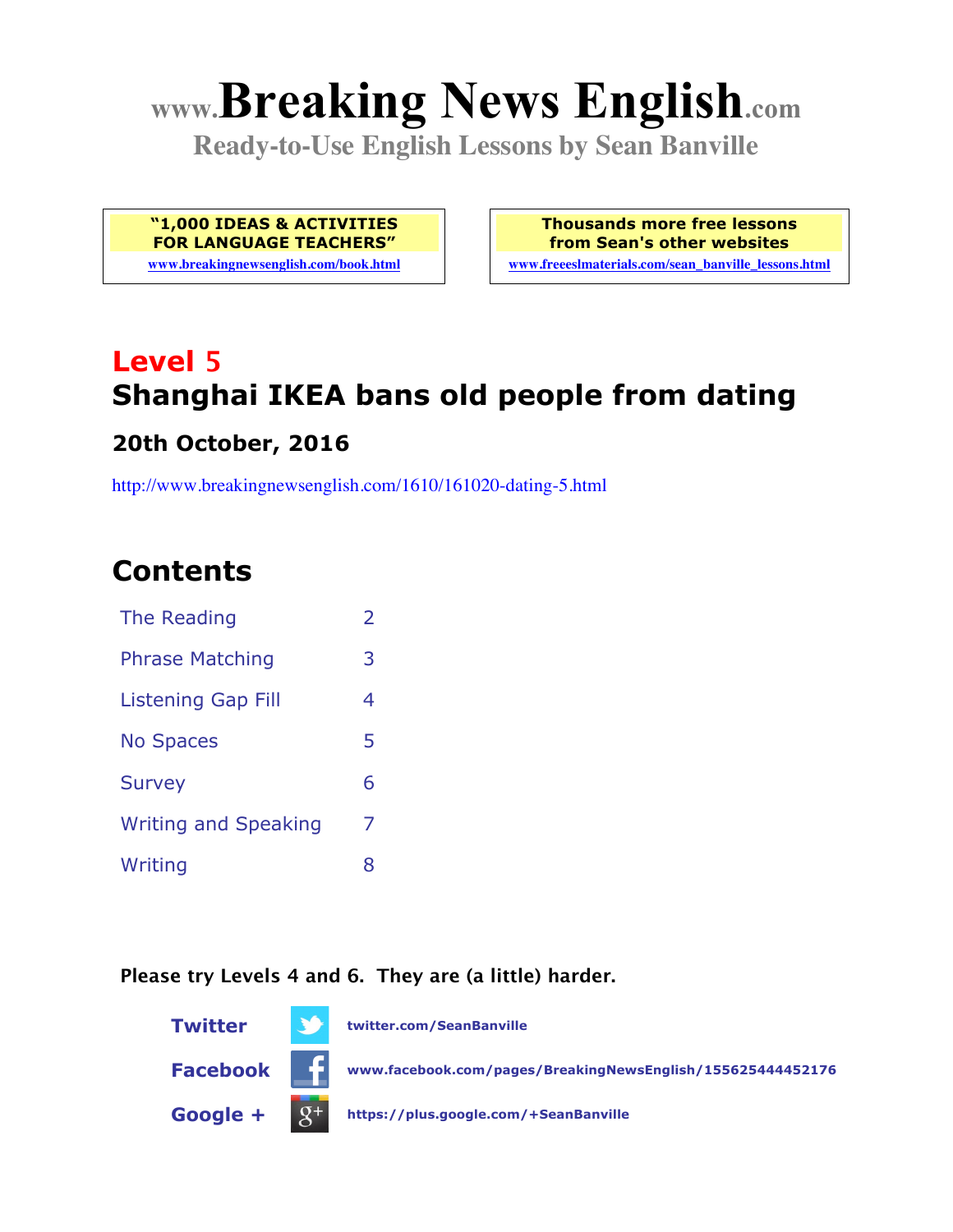# www.Breaking News English.com

**Ready-to-Use English Lessons by Sean Banville**

**"1,000 IDEAS & ACTIVITIES FOR LANGUAGE TEACHERS"**
www.breakingnewsenglish.com/book.html

**Thousands more free lessons from Sean's other websites**
www.freeeslmaterials.com/sean_banville_lessons.html

## Level 5
## Shanghai IKEA bans old people from dating

### 20th October, 2016

http://www.breakingnewsenglish.com/1610/161020-dating-5.html

## Contents

| | |
|---|---|
| The Reading | 2 |
| Phrase Matching | 3 |
| Listening Gap Fill | 4 |
| No Spaces | 5 |
| Survey | 6 |
| Writing and Speaking | 7 |
| Writing | 8 |

**Please try Levels 4 and 6. They are (a little) harder.**

**Twitter** twitter.com/SeanBanville

**Facebook** www.facebook.com/pages/BreakingNewsEnglish/155625444452176

**Google +** https://plus.google.com/+SeanBanville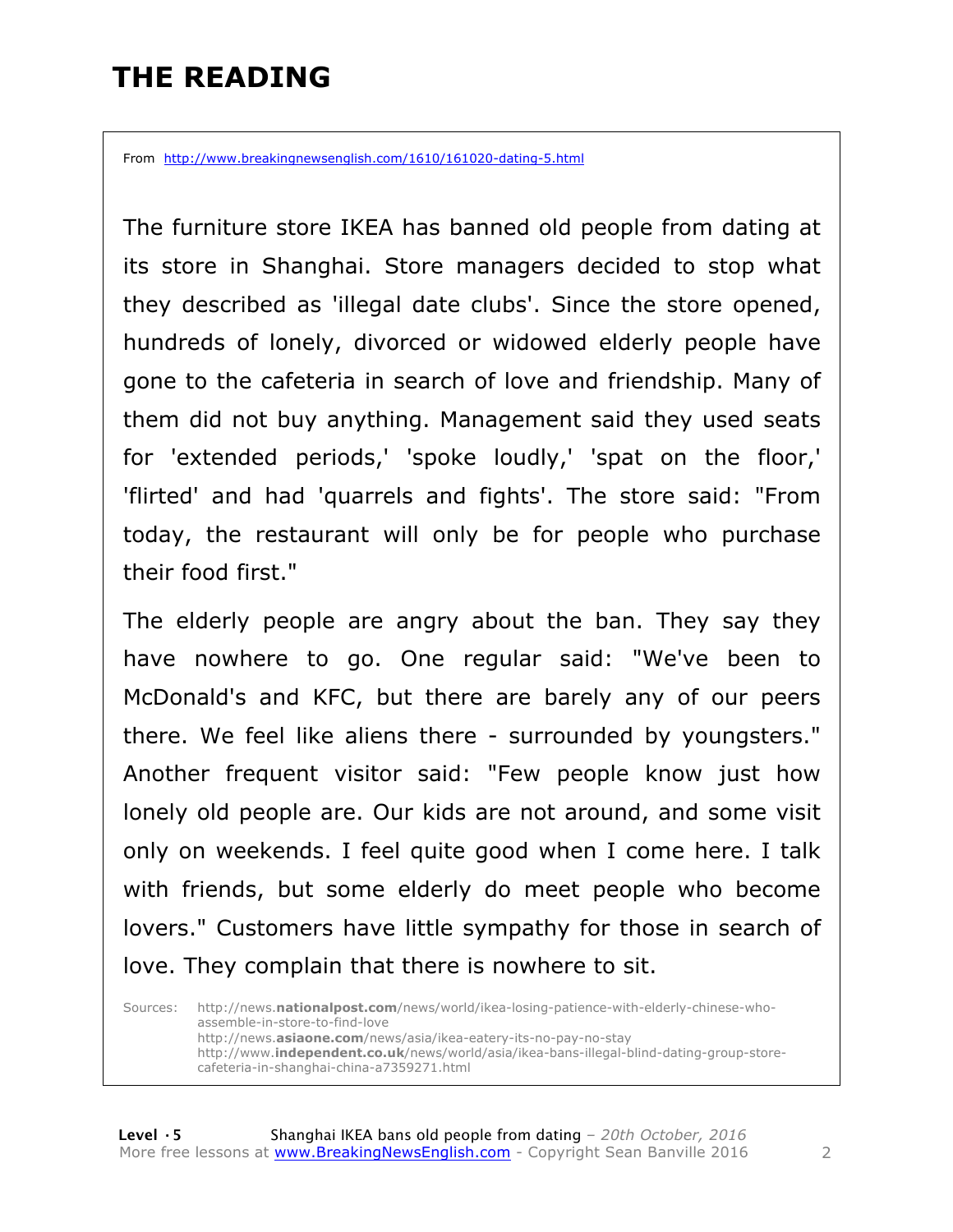# THE READING

From http://www.breakingnewsenglish.com/1610/161020-dating-5.html

The furniture store IKEA has banned old people from dating at its store in Shanghai. Store managers decided to stop what they described as 'illegal date clubs'. Since the store opened, hundreds of lonely, divorced or widowed elderly people have gone to the cafeteria in search of love and friendship. Many of them did not buy anything. Management said they used seats for 'extended periods,' 'spoke loudly,' 'spat on the floor,' 'flirted' and had 'quarrels and fights'. The store said: "From today, the restaurant will only be for people who purchase their food first."

The elderly people are angry about the ban. They say they have nowhere to go. One regular said: "We've been to McDonald's and KFC, but there are barely any of our peers there. We feel like aliens there - surrounded by youngsters." Another frequent visitor said: "Few people know just how lonely old people are. Our kids are not around, and some visit only on weekends. I feel quite good when I come here. I talk with friends, but some elderly do meet people who become lovers." Customers have little sympathy for those in search of love. They complain that there is nowhere to sit.

Sources:
http://news.**nationalpost.com**/news/world/ikea-losing-patience-with-elderly-chinese-who-assemble-in-store-to-find-love
http://news.**asiaone.com**/news/asia/ikea-eatery-its-no-pay-no-stay
http://www.**independent.co.uk**/news/world/asia/ikea-bans-illegal-blind-dating-group-store-cafeteria-in-shanghai-china-a7359271.html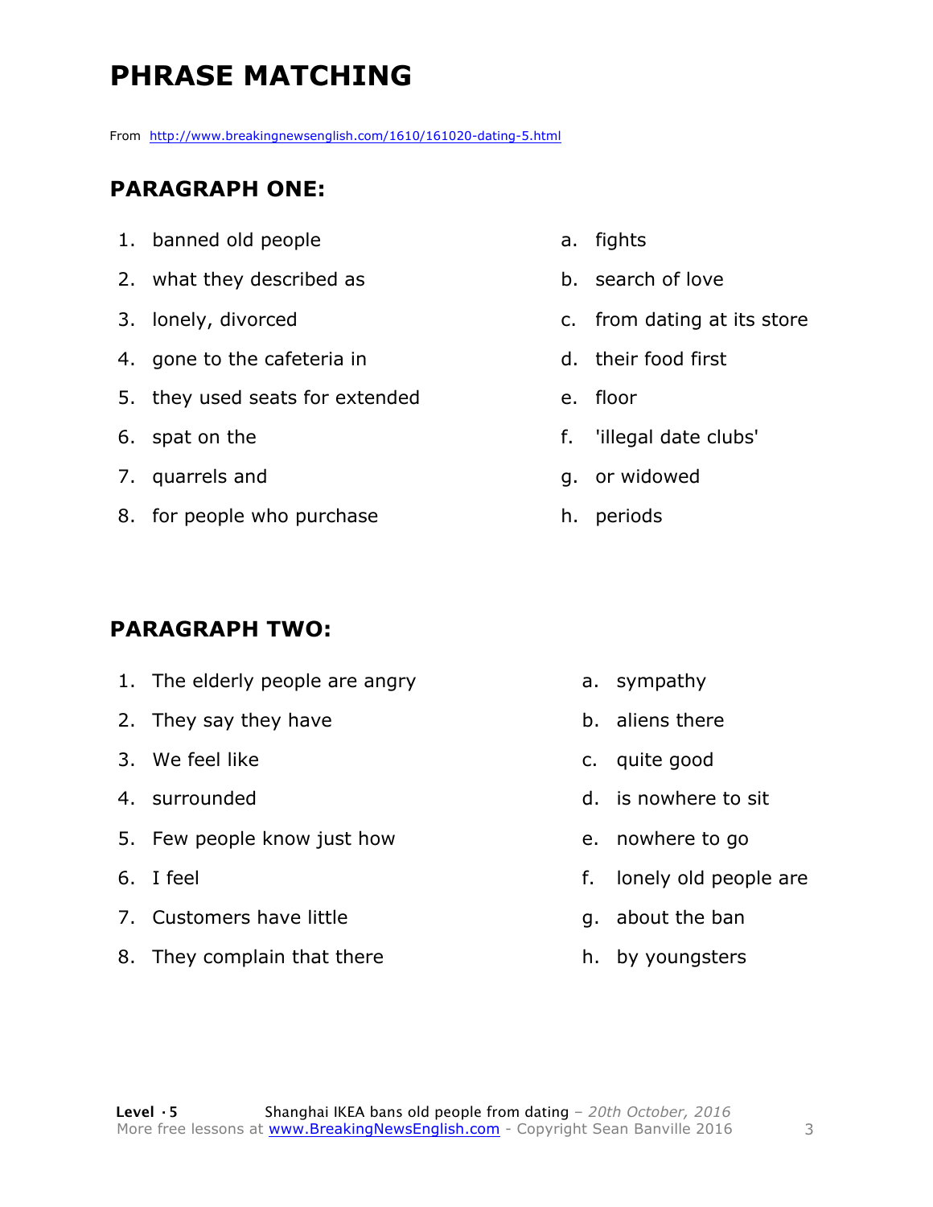# PHRASE MATCHING

From http://www.breakingnewsenglish.com/1610/161020-dating-5.html

## PARAGRAPH ONE:

1. banned old people
2. what they described as
3. lonely, divorced
4. gone to the cafeteria in
5. they used seats for extended
6. spat on the
7. quarrels and
8. for people who purchase

a. fights
b. search of love
c. from dating at its store
d. their food first
e. floor
f. 'illegal date clubs'
g. or widowed
h. periods

## PARAGRAPH TWO:

1. The elderly people are angry
2. They say they have
3. We feel like
4. surrounded
5. Few people know just how
6. I feel
7. Customers have little
8. They complain that there

a. sympathy
b. aliens there
c. quite good
d. is nowhere to sit
e. nowhere to go
f. lonely old people are
g. about the ban
h. by youngsters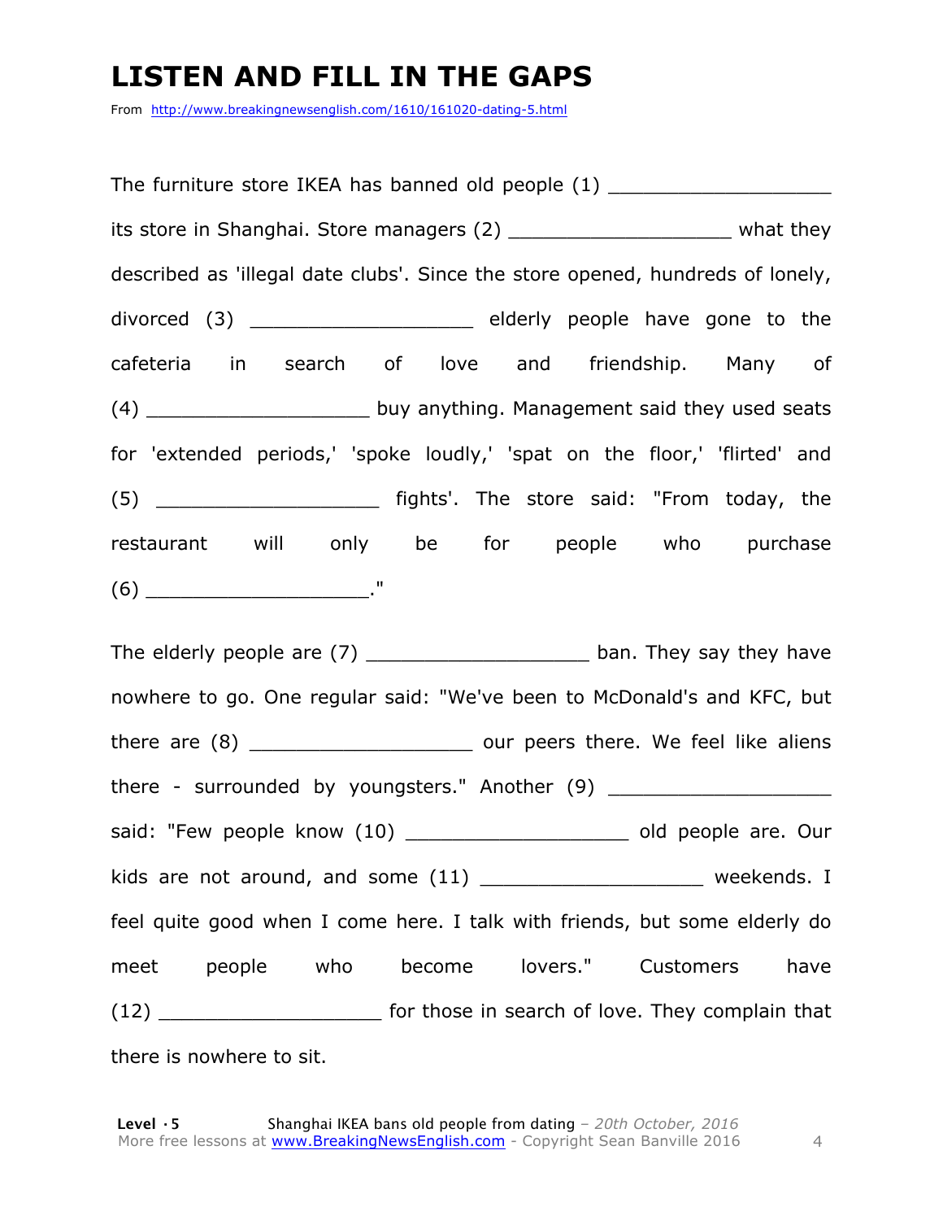# LISTEN AND FILL IN THE GAPS

From http://www.breakingnewsenglish.com/1610/161020-dating-5.html

The furniture store IKEA has banned old people (1) ___________________ its store in Shanghai. Store managers (2) ___________________ what they described as 'illegal date clubs'. Since the store opened, hundreds of lonely, divorced (3) ___________________ elderly people have gone to the cafeteria in search of love and friendship. Many of (4) ___________________ buy anything. Management said they used seats for 'extended periods,' 'spoke loudly,' 'spat on the floor,' 'flirted' and (5) ___________________ fights'. The store said: "From today, the restaurant will only be for people who purchase (6) ___________________."

The elderly people are (7) ___________________ ban. They say they have nowhere to go. One regular said: "We've been to McDonald's and KFC, but there are (8) ___________________ our peers there. We feel like aliens there - surrounded by youngsters." Another (9) ___________________ said: "Few people know (10) ___________________ old people are. Our kids are not around, and some (11) ___________________ weekends. I feel quite good when I come here. I talk with friends, but some elderly do meet people who become lovers." Customers have (12) ___________________ for those in search of love. They complain that there is nowhere to sit.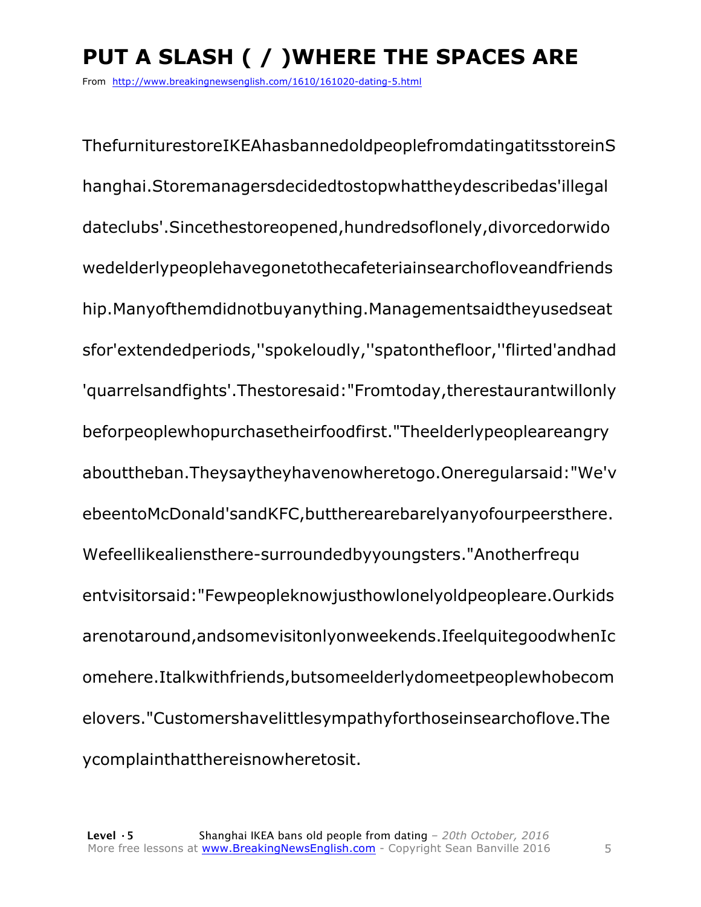# PUT A SLASH ( / )WHERE THE SPACES ARE

From http://www.breakingnewsenglish.com/1610/161020-dating-5.html

ThefurniturestoreIKEAhasbannedoldpeoplefromdatingatitsstoreinS hanghai.Storemanagersdecidedtostopwhattheydescribedas'illegal dateclubs'.Sincethestoreopened,hundredsoflonely,divorcedorwido wedelderlypeoplehavegonetothecafeteriainsearchofloveandfriends hip.Manyofthemdidnotbuyanything.Managementsaidtheyusedseat sfor'extendedperiods,''spokeloudly,''spatonthefloor,''flirted'andhad 'quarrelsandfights'.Thestoresaid:"Fromtoday,therestaurantwillonly beforpeoplewhopurchasetheirfoodfirst."Theelderlypeopleareangry abouttheban.Theysaytheyhavenowheretogo.Oneregularsaid:"We'v ebeentoMcDonald'sandKFC,buttherearebarelyanyofourpeersthere. Wefeellikealiensthere-surroundedbyyoungsters."Anotherfrequ entvisitorsaid:"Fewpeopleknowjusthowlonelyoldpeopleare.Ourkids arenotaround,andsomevisitonlyonweekends.IfeelquitegoodwhenIc omehere.Italkwithfriends,butsomeelderlydomeetpeoplewhobecom elovers."Customershavelittlesympathyforthoseinsearchoflove.The ycomplainthatthereisnowheretosit.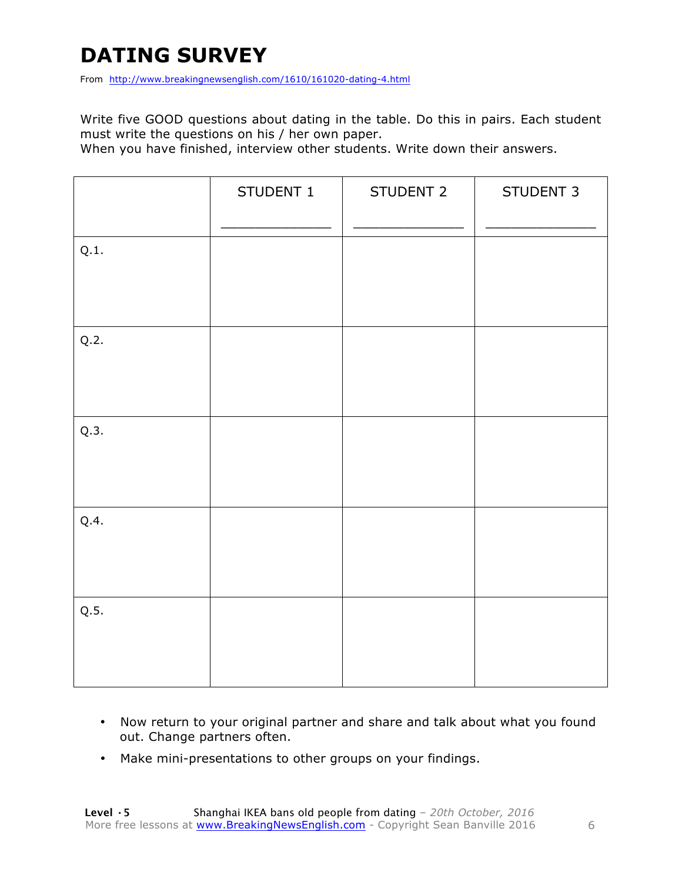# DATING SURVEY

From http://www.breakingnewsenglish.com/1610/161020-dating-4.html

Write five GOOD questions about dating in the table. Do this in pairs. Each student must write the questions on his / her own paper.
When you have finished, interview other students. Write down their answers.

| | STUDENT 1<br>_______________ | STUDENT 2<br>_______________ | STUDENT 3<br>_______________ |
|---|---|---|---|
| Q.1. | | | |
| Q.2. | | | |
| Q.3. | | | |
| Q.4. | | | |
| Q.5. | | | |

- Now return to your original partner and share and talk about what you found out. Change partners often.
- Make mini-presentations to other groups on your findings.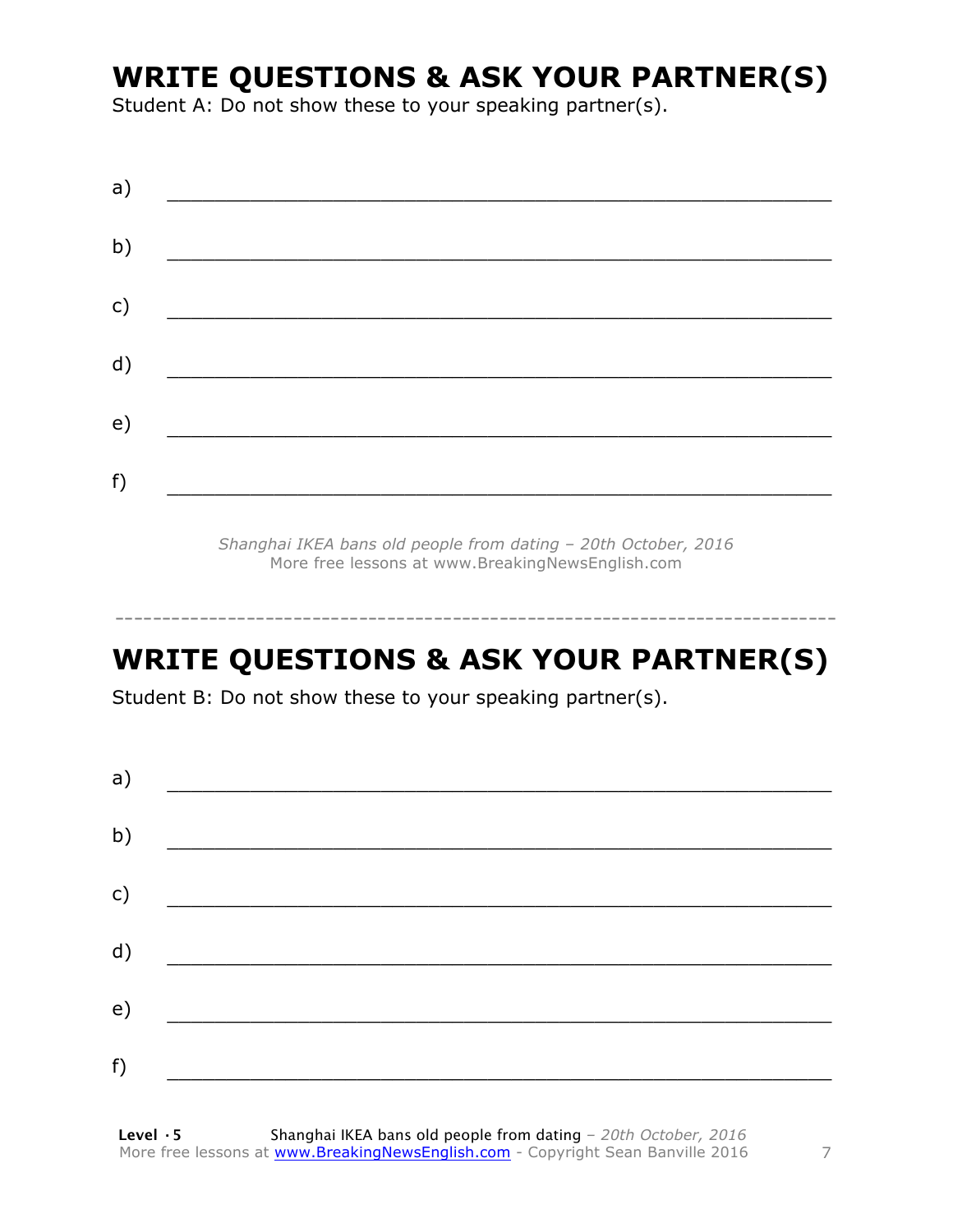## WRITE QUESTIONS & ASK YOUR PARTNER(S)

Student A: Do not show these to your speaking partner(s).

a) ___________________________________________________________

b) ___________________________________________________________

c) ___________________________________________________________

d) ___________________________________________________________

e) ___________________________________________________________

f) ___________________________________________________________

*Shanghai IKEA bans old people from dating – 20th October, 2016*
More free lessons at www.BreakingNewsEnglish.com

---

## WRITE QUESTIONS & ASK YOUR PARTNER(S)

Student B: Do not show these to your speaking partner(s).

a) ___________________________________________________________

b) ___________________________________________________________

c) ___________________________________________________________

d) ___________________________________________________________

e) ___________________________________________________________

f) ___________________________________________________________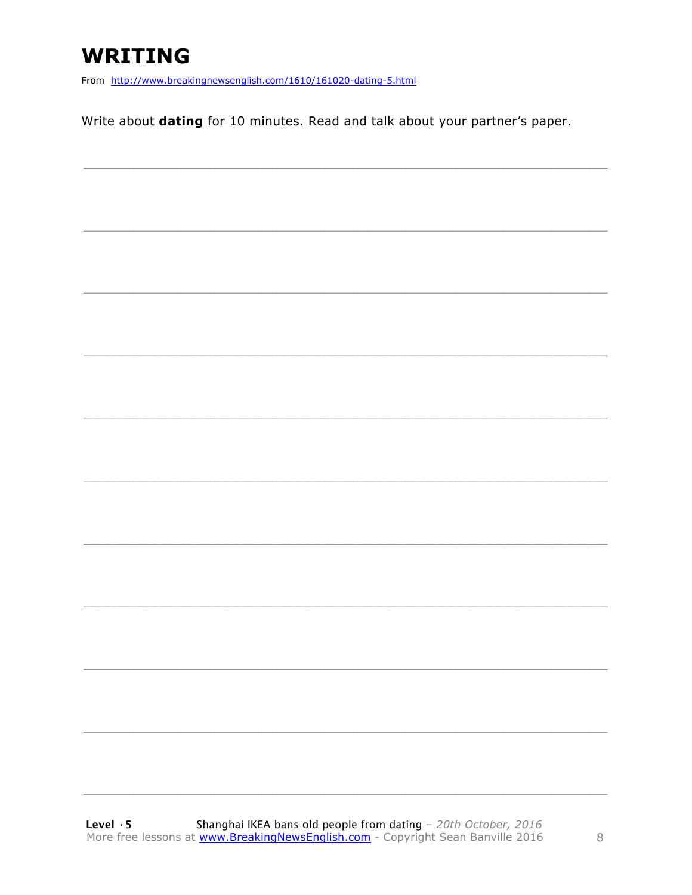# WRITING

From http://www.breakingnewsenglish.com/1610/161020-dating-5.html

Write about **dating** for 10 minutes. Read and talk about your partner's paper.

___________________________________________________________________________

___________________________________________________________________________

___________________________________________________________________________

___________________________________________________________________________

___________________________________________________________________________

___________________________________________________________________________

___________________________________________________________________________

___________________________________________________________________________

___________________________________________________________________________

___________________________________________________________________________

___________________________________________________________________________